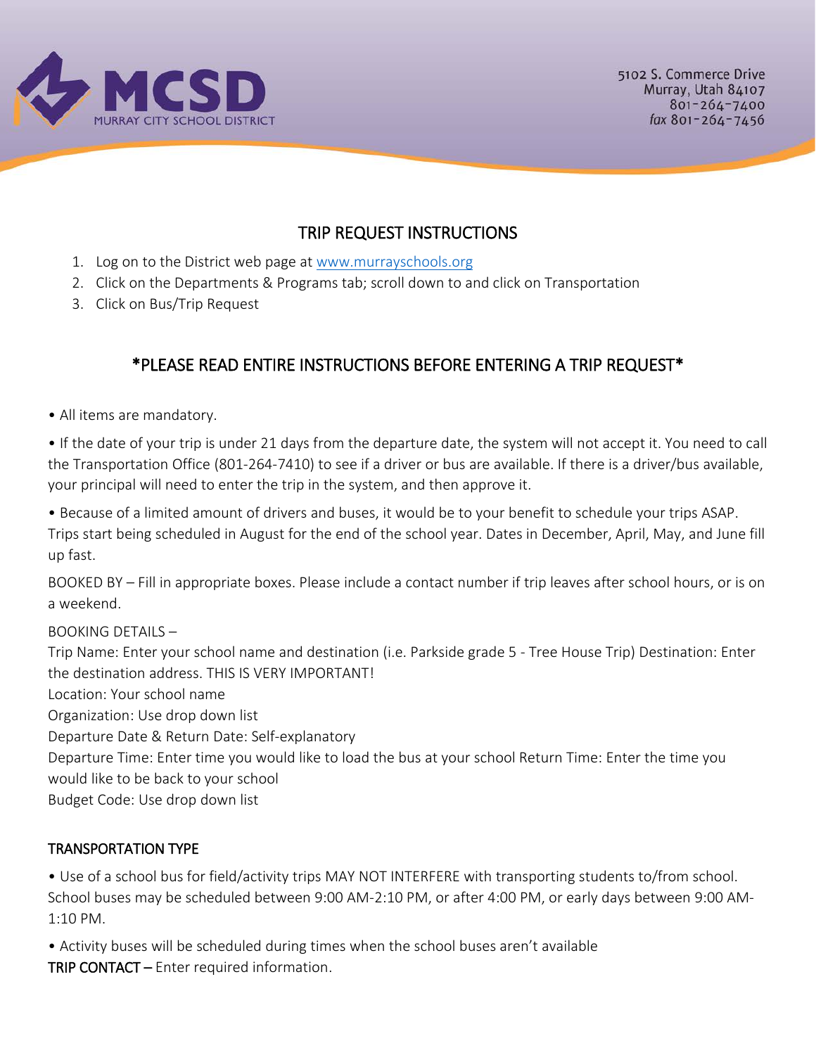MCSD
MURRAY CITY SCHOOL DISTRICT

5102 S. Commerce Drive
Murray, Utah 84107
801-264-7400
*fax* 801-264-7456

## TRIP REQUEST INSTRUCTIONS

1. Log on to the District web page at [www.murrayschools.org](http://www.murrayschools.org)
2. Click on the Departments & Programs tab; scroll down to and click on Transportation
3. Click on Bus/Trip Request

## *PLEASE READ ENTIRE INSTRUCTIONS BEFORE ENTERING A TRIP REQUEST*

• All items are mandatory.

• If the date of your trip is under 21 days from the departure date, the system will not accept it. You need to call the Transportation Office (801-264-7410) to see if a driver or bus are available. If there is a driver/bus available, your principal will need to enter the trip in the system, and then approve it.

• Because of a limited amount of drivers and buses, it would be to your benefit to schedule your trips ASAP. Trips start being scheduled in August for the end of the school year. Dates in December, April, May, and June fill up fast.

BOOKED BY – Fill in appropriate boxes. Please include a contact number if trip leaves after school hours, or is on a weekend.

BOOKING DETAILS –
Trip Name: Enter your school name and destination (i.e. Parkside grade 5 - Tree House Trip) Destination: Enter the destination address. THIS IS VERY IMPORTANT!
Location: Your school name
Organization: Use drop down list
Departure Date & Return Date: Self-explanatory
Departure Time: Enter time you would like to load the bus at your school Return Time: Enter the time you would like to be back to your school
Budget Code: Use drop down list

### TRANSPORTATION TYPE

• Use of a school bus for field/activity trips MAY NOT INTERFERE with transporting students to/from school. School buses may be scheduled between 9:00 AM-2:10 PM, or after 4:00 PM, or early days between 9:00 AM-1:10 PM.

• Activity buses will be scheduled during times when the school buses aren't available
**TRIP CONTACT –** Enter required information.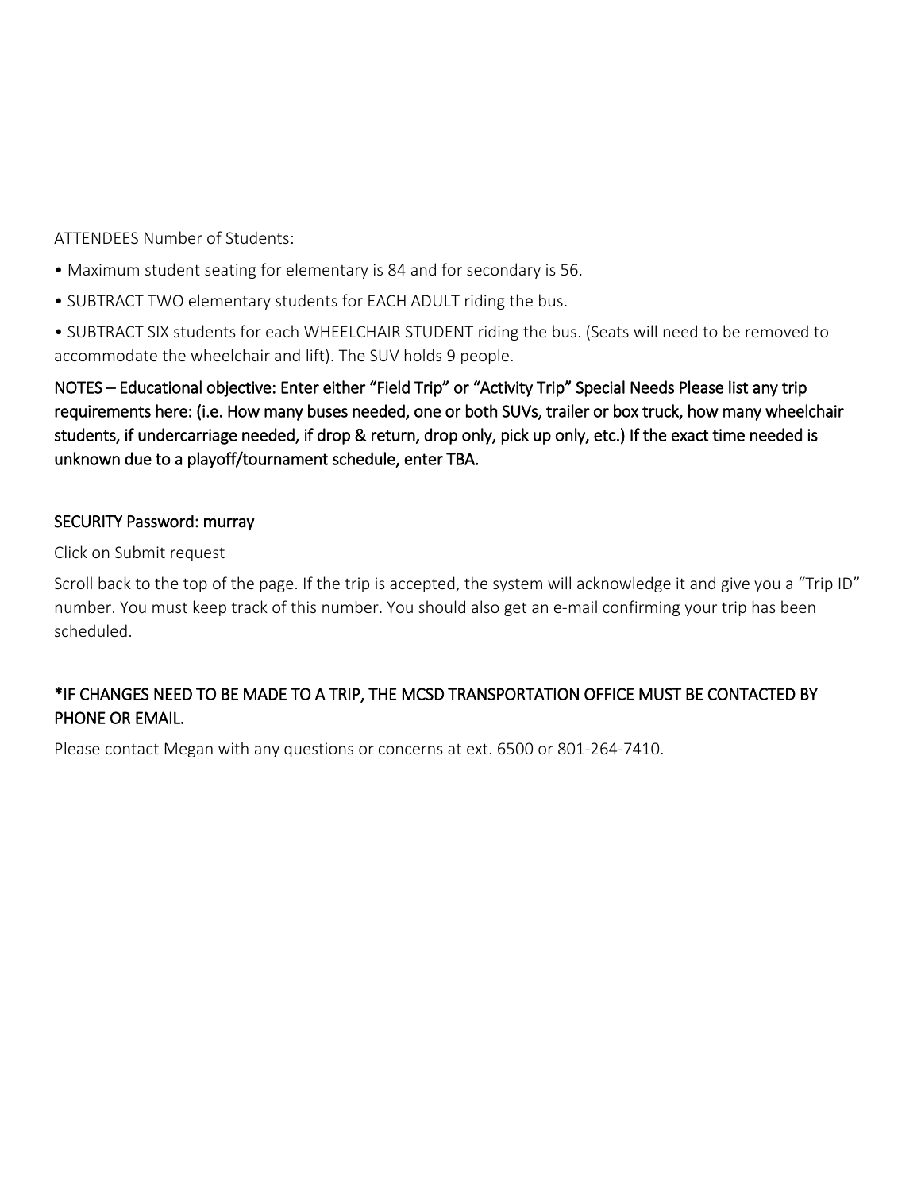ATTENDEES Number of Students:

- Maximum student seating for elementary is 84 and for secondary is 56.
- SUBTRACT TWO elementary students for EACH ADULT riding the bus.
- SUBTRACT SIX students for each WHEELCHAIR STUDENT riding the bus. (Seats will need to be removed to accommodate the wheelchair and lift). The SUV holds 9 people.

NOTES – Educational objective: Enter either "Field Trip" or "Activity Trip" Special Needs Please list any trip requirements here: (i.e. How many buses needed, one or both SUVs, trailer or box truck, how many wheelchair students, if undercarriage needed, if drop & return, drop only, pick up only, etc.) If the exact time needed is unknown due to a playoff/tournament schedule, enter TBA.

SECURITY Password: murray

Click on Submit request

Scroll back to the top of the page. If the trip is accepted, the system will acknowledge it and give you a "Trip ID" number. You must keep track of this number. You should also get an e-mail confirming your trip has been scheduled.

*IF CHANGES NEED TO BE MADE TO A TRIP, THE MCSD TRANSPORTATION OFFICE MUST BE CONTACTED BY PHONE OR EMAIL.

Please contact Megan with any questions or concerns at ext. 6500 or 801-264-7410.